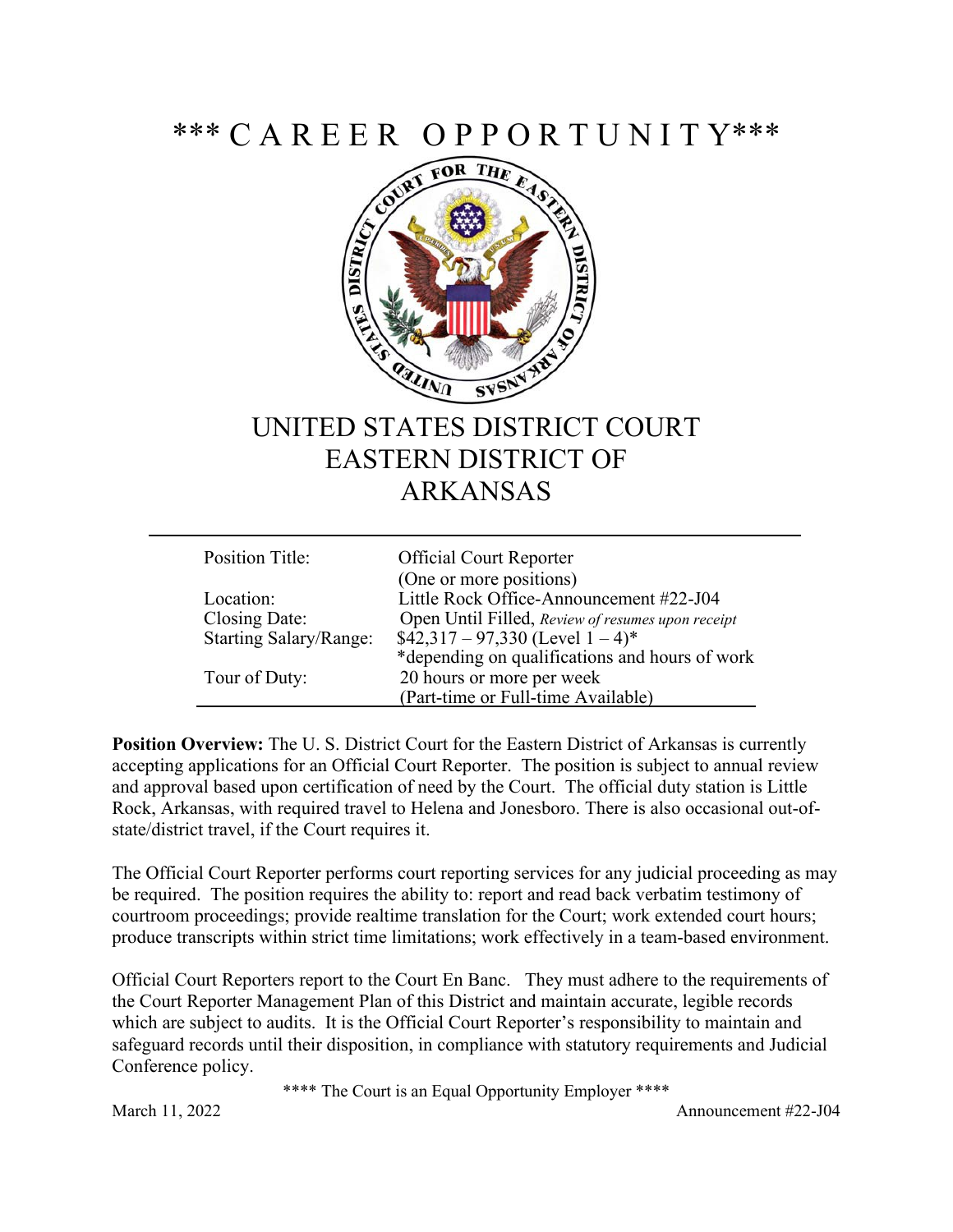# *** C A R E E R   O P P O R T U N I T Y***

# UNITED STATES DISTRICT COURT EASTERN DISTRICT OF ARKANSAS

| | |
|---|---|
| Position Title: | Official Court Reporter (One or more positions) |
| Location: | Little Rock Office-Announcement #22-J04 |
| Closing Date: | Open Until Filled, *Review of resumes upon receipt* |
| Starting Salary/Range: | $42,317 – 97,330 (Level 1 – 4)* *depending on qualifications and hours of work |
| Tour of Duty: | 20 hours or more per week (Part-time or Full-time Available) |

**Position Overview:** The U. S. District Court for the Eastern District of Arkansas is currently accepting applications for an Official Court Reporter. The position is subject to annual review and approval based upon certification of need by the Court. The official duty station is Little Rock, Arkansas, with required travel to Helena and Jonesboro. There is also occasional out-of-state/district travel, if the Court requires it.

The Official Court Reporter performs court reporting services for any judicial proceeding as may be required. The position requires the ability to: report and read back verbatim testimony of courtroom proceedings; provide realtime translation for the Court; work extended court hours; produce transcripts within strict time limitations; work effectively in a team-based environment.

Official Court Reporters report to the Court En Banc. They must adhere to the requirements of the Court Reporter Management Plan of this District and maintain accurate, legible records which are subject to audits. It is the Official Court Reporter's responsibility to maintain and safeguard records until their disposition, in compliance with statutory requirements and Judicial Conference policy.

**** The Court is an Equal Opportunity Employer ****

March 11, 2022 Announcement #22-J04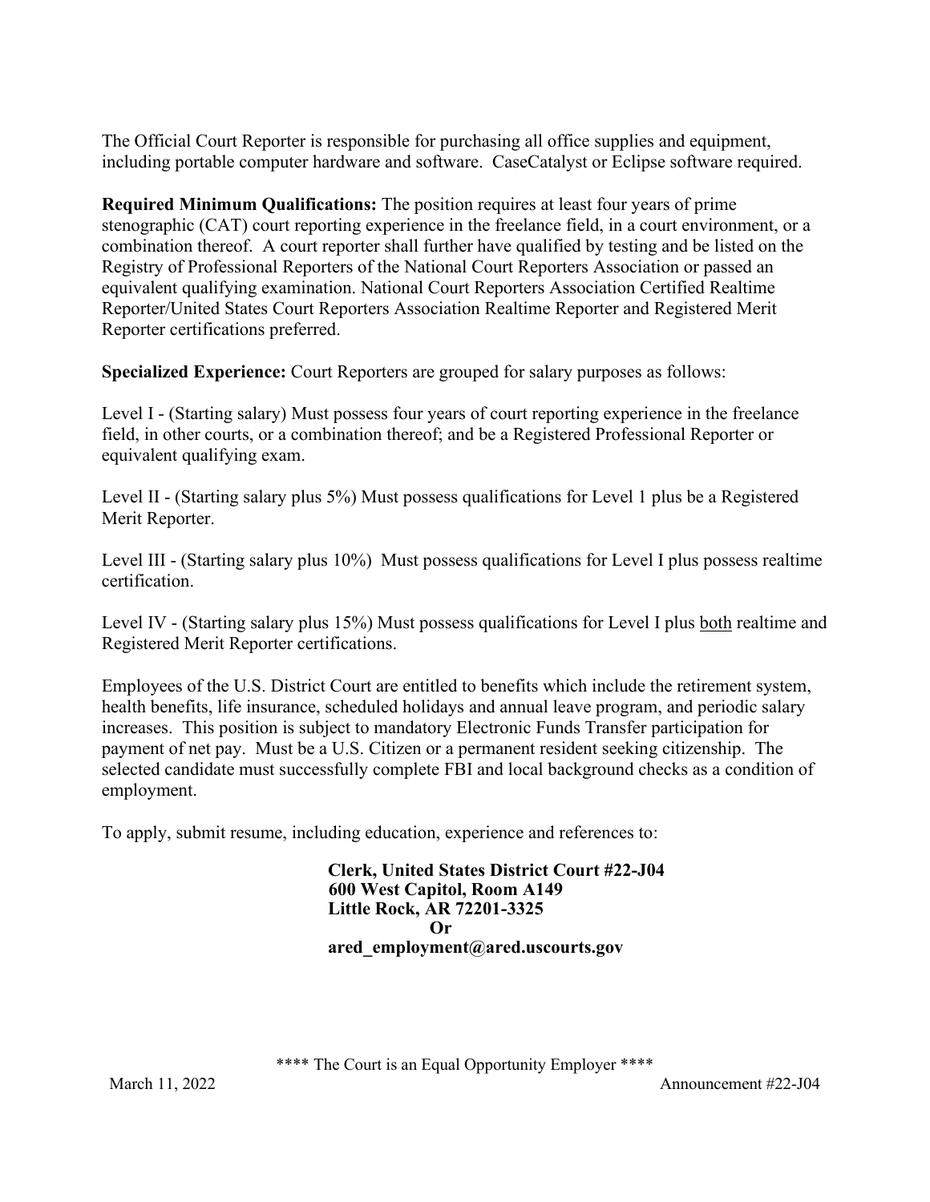The Official Court Reporter is responsible for purchasing all office supplies and equipment, including portable computer hardware and software. CaseCatalyst or Eclipse software required.

**Required Minimum Qualifications:** The position requires at least four years of prime stenographic (CAT) court reporting experience in the freelance field, in a court environment, or a combination thereof. A court reporter shall further have qualified by testing and be listed on the Registry of Professional Reporters of the National Court Reporters Association or passed an equivalent qualifying examination. National Court Reporters Association Certified Realtime Reporter/United States Court Reporters Association Realtime Reporter and Registered Merit Reporter certifications preferred.

**Specialized Experience:** Court Reporters are grouped for salary purposes as follows:

Level I - (Starting salary) Must possess four years of court reporting experience in the freelance field, in other courts, or a combination thereof; and be a Registered Professional Reporter or equivalent qualifying exam.

Level II - (Starting salary plus 5%) Must possess qualifications for Level 1 plus be a Registered Merit Reporter.

Level III - (Starting salary plus 10%) Must possess qualifications for Level I plus possess realtime certification.

Level IV - (Starting salary plus 15%) Must possess qualifications for Level I plus <u>both</u> realtime and Registered Merit Reporter certifications.

Employees of the U.S. District Court are entitled to benefits which include the retirement system, health benefits, life insurance, scheduled holidays and annual leave program, and periodic salary increases. This position is subject to mandatory Electronic Funds Transfer participation for payment of net pay. Must be a U.S. Citizen or a permanent resident seeking citizenship. The selected candidate must successfully complete FBI and local background checks as a condition of employment.

To apply, submit resume, including education, experience and references to:

**Clerk, United States District Court #22-J04**
**600 West Capitol, Room A149**
**Little Rock, AR 72201-3325**
**Or**
**ared_employment@ared.uscourts.gov**

**** The Court is an Equal Opportunity Employer ****

March 11, 2022 Announcement #22-J04